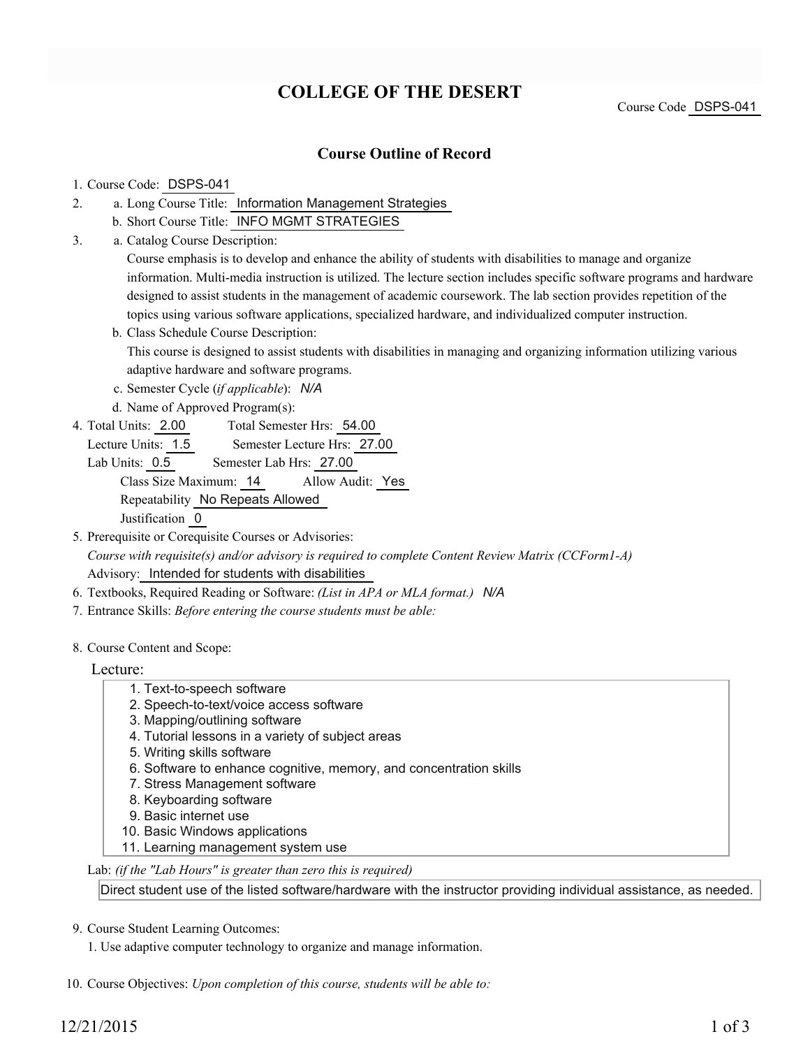# COLLEGE OF THE DESERT

Course Code DSPS-041

## Course Outline of Record

1. Course Code: DSPS-041
2. a. Long Course Title: Information Management Strategies
   b. Short Course Title: INFO MGMT STRATEGIES
3. a. Catalog Course Description:
   Course emphasis is to develop and enhance the ability of students with disabilities to manage and organize information. Multi-media instruction is utilized. The lecture section includes specific software programs and hardware designed to assist students in the management of academic coursework. The lab section provides repetition of the topics using various software applications, specialized hardware, and individualized computer instruction.
   b. Class Schedule Course Description:
   This course is designed to assist students with disabilities in managing and organizing information utilizing various adaptive hardware and software programs.
   c. Semester Cycle (*if applicable*): *N/A*
   d. Name of Approved Program(s):
4. Total Units: 2.00 Total Semester Hrs: 54.00
   Lecture Units: 1.5 Semester Lecture Hrs: 27.00
   Lab Units: 0.5 Semester Lab Hrs: 27.00
   Class Size Maximum: 14 Allow Audit: Yes
   Repeatability No Repeats Allowed
   Justification 0
5. Prerequisite or Corequisite Courses or Advisories:
   *Course with requisite(s) and/or advisory is required to complete Content Review Matrix (CCForm1-A)*
   Advisory: Intended for students with disabilities
6. Textbooks, Required Reading or Software: *(List in APA or MLA format.)* *N/A*
7. Entrance Skills: *Before entering the course students must be able:*

8. Course Content and Scope:

   Lecture:

   1. Text-to-speech software
   2. Speech-to-text/voice access software
   3. Mapping/outlining software
   4. Tutorial lessons in a variety of subject areas
   5. Writing skills software
   6. Software to enhance cognitive, memory, and concentration skills
   7. Stress Management software
   8. Keyboarding software
   9. Basic internet use
   10. Basic Windows applications
   11. Learning management system use

   Lab: *(if the "Lab Hours" is greater than zero this is required)*

   Direct student use of the listed software/hardware with the instructor providing individual assistance, as needed.

9. Course Student Learning Outcomes:
   1. Use adaptive computer technology to organize and manage information.

10. Course Objectives: *Upon completion of this course, students will be able to:*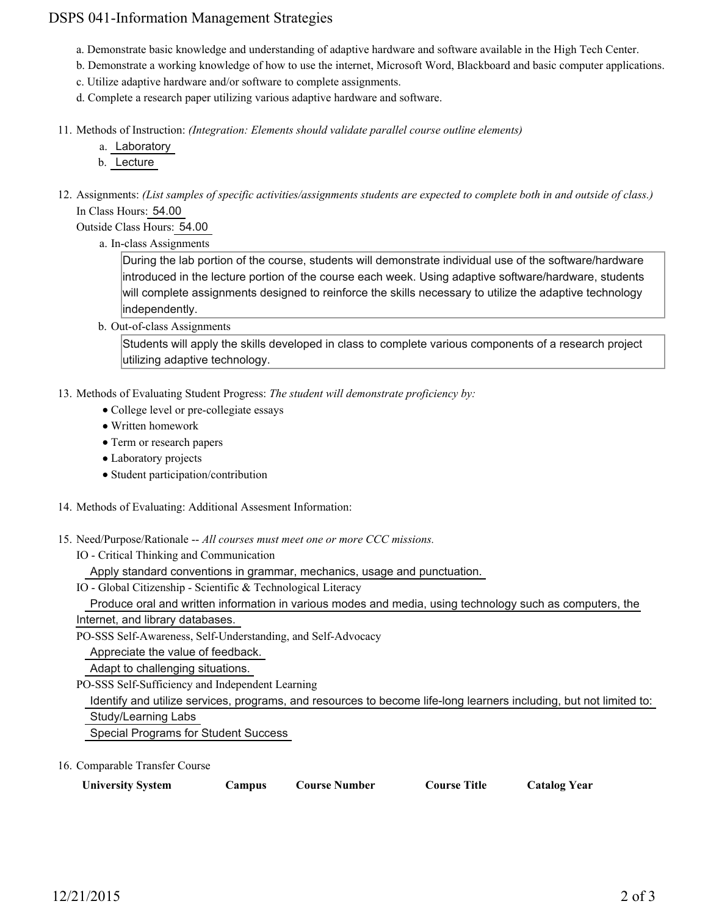a. Demonstrate basic knowledge and understanding of adaptive hardware and software available in the High Tech Center.
b. Demonstrate a working knowledge of how to use the internet, Microsoft Word, Blackboard and basic computer applications.
c. Utilize adaptive hardware and/or software to complete assignments.
d. Complete a research paper utilizing various adaptive hardware and software.

11. Methods of Instruction: *(Integration: Elements should validate parallel course outline elements)*
    a. Laboratory
    b. Lecture

12. Assignments: *(List samples of specific activities/assignments students are expected to complete both in and outside of class.)*
    In Class Hours: 54.00
    Outside Class Hours: 54.00
    a. In-class Assignments

       During the lab portion of the course, students will demonstrate individual use of the software/hardware introduced in the lecture portion of the course each week. Using adaptive software/hardware, students will complete assignments designed to reinforce the skills necessary to utilize the adaptive technology independently.

    b. Out-of-class Assignments

       Students will apply the skills developed in class to complete various components of a research project utilizing adaptive technology.

13. Methods of Evaluating Student Progress: *The student will demonstrate proficiency by:*
    - College level or pre-collegiate essays
    - Written homework
    - Term or research papers
    - Laboratory projects
    - Student participation/contribution

14. Methods of Evaluating: Additional Assesment Information:

15. Need/Purpose/Rationale -- *All courses must meet one or more CCC missions.*
    IO - Critical Thinking and Communication
    Apply standard conventions in grammar, mechanics, usage and punctuation.
    IO - Global Citizenship - Scientific & Technological Literacy
    Produce oral and written information in various modes and media, using technology such as computers, the Internet, and library databases.
    PO-SSS Self-Awareness, Self-Understanding, and Self-Advocacy
    Appreciate the value of feedback.
    Adapt to challenging situations.
    PO-SSS Self-Sufficiency and Independent Learning
    Identify and utilize services, programs, and resources to become life-long learners including, but not limited to:
    Study/Learning Labs
    Special Programs for Student Success

16. Comparable Transfer Course

| University System | Campus | Course Number | Course Title | Catalog Year |
| --- | --- | --- | --- | --- |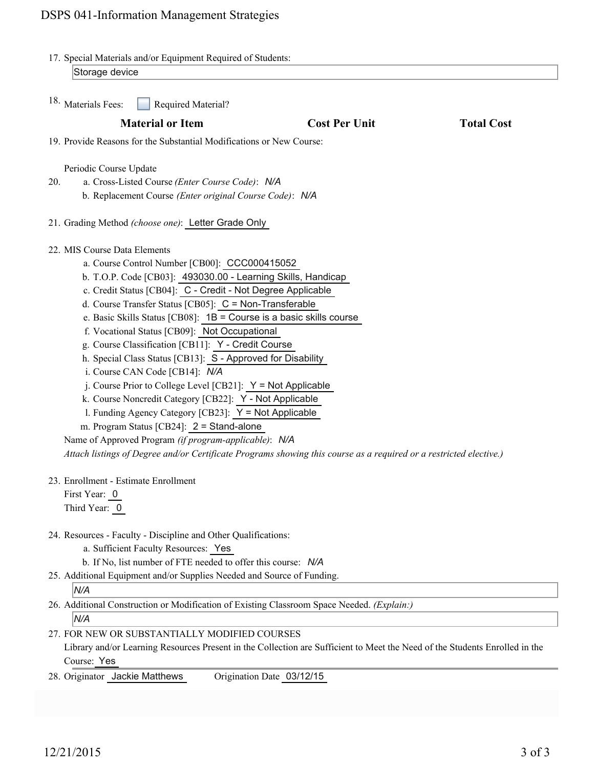17. Special Materials and/or Equipment Required of Students:

    Storage device

18. Materials Fees: ☐ Required Material?

| Material or Item | Cost Per Unit | Total Cost |
|---|---|---|

19. Provide Reasons for the Substantial Modifications or New Course:

    Periodic Course Update

20. a. Cross-Listed Course *(Enter Course Code)*: *N/A*
    b. Replacement Course *(Enter original Course Code)*: *N/A*

21. Grading Method *(choose one)*: Letter Grade Only

22. MIS Course Data Elements
    a. Course Control Number [CB00]: CCC000415052
    b. T.O.P. Code [CB03]: 493030.00 - Learning Skills, Handicap
    c. Credit Status [CB04]: C - Credit - Not Degree Applicable
    d. Course Transfer Status [CB05]: C = Non-Transferable
    e. Basic Skills Status [CB08]: 1B = Course is a basic skills course
    f. Vocational Status [CB09]: Not Occupational
    g. Course Classification [CB11]: Y - Credit Course
    h. Special Class Status [CB13]: S - Approved for Disability
    i. Course CAN Code [CB14]: *N/A*
    j. Course Prior to College Level [CB21]: Y = Not Applicable
    k. Course Noncredit Category [CB22]: Y - Not Applicable
    l. Funding Agency Category [CB23]: Y = Not Applicable
    m. Program Status [CB24]: 2 = Stand-alone

    Name of Approved Program *(if program-applicable)*: *N/A*

    *Attach listings of Degree and/or Certificate Programs showing this course as a required or a restricted elective.)*

23. Enrollment - Estimate Enrollment

    First Year: 0

    Third Year: 0

24. Resources - Faculty - Discipline and Other Qualifications:
    a. Sufficient Faculty Resources: Yes
    b. If No, list number of FTE needed to offer this course: *N/A*

25. Additional Equipment and/or Supplies Needed and Source of Funding.

    *N/A*

26. Additional Construction or Modification of Existing Classroom Space Needed. *(Explain:)*

    *N/A*

27. FOR NEW OR SUBSTANTIALLY MODIFIED COURSES

    Library and/or Learning Resources Present in the Collection are Sufficient to Meet the Need of the Students Enrolled in the Course: Yes

28. Originator Jackie Matthews Origination Date 03/12/15